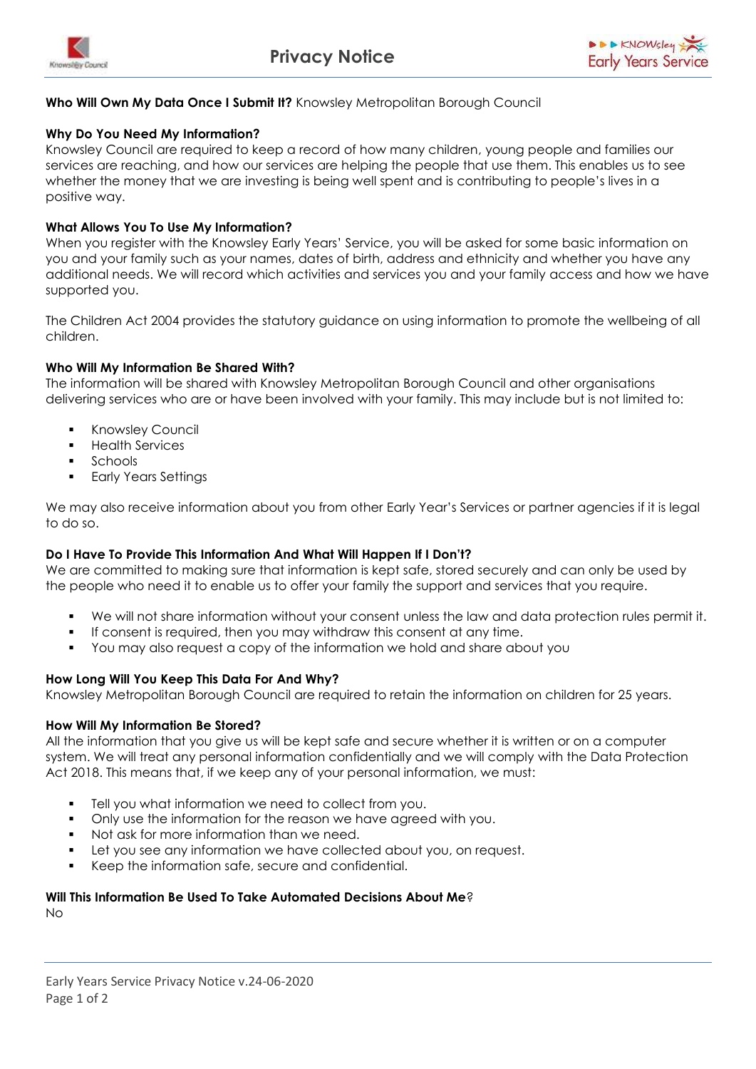# Privacy Notice

**Who Will Own My Data Once I Submit It?** Knowsley Metropolitan Borough Council

**Why Do You Need My Information?**
Knowsley Council are required to keep a record of how many children, young people and families our services are reaching, and how our services are helping the people that use them. This enables us to see whether the money that we are investing is being well spent and is contributing to people's lives in a positive way.

**What Allows You To Use My Information?**
When you register with the Knowsley Early Years' Service, you will be asked for some basic information on you and your family such as your names, dates of birth, address and ethnicity and whether you have any additional needs. We will record which activities and services you and your family access and how we have supported you.

The Children Act 2004 provides the statutory guidance on using information to promote the wellbeing of all children.

**Who Will My Information Be Shared With?**
The information will be shared with Knowsley Metropolitan Borough Council and other organisations delivering services who are or have been involved with your family. This may include but is not limited to:

- Knowsley Council
- Health Services
- Schools
- Early Years Settings

We may also receive information about you from other Early Year's Services or partner agencies if it is legal to do so.

**Do I Have To Provide This Information And What Will Happen If I Don't?**
We are committed to making sure that information is kept safe, stored securely and can only be used by the people who need it to enable us to offer your family the support and services that you require.

- We will not share information without your consent unless the law and data protection rules permit it.
- If consent is required, then you may withdraw this consent at any time.
- You may also request a copy of the information we hold and share about you

**How Long Will You Keep This Data For And Why?**
Knowsley Metropolitan Borough Council are required to retain the information on children for 25 years.

**How Will My Information Be Stored?**
All the information that you give us will be kept safe and secure whether it is written or on a computer system. We will treat any personal information confidentially and we will comply with the Data Protection Act 2018. This means that, if we keep any of your personal information, we must:

- Tell you what information we need to collect from you.
- Only use the information for the reason we have agreed with you.
- Not ask for more information than we need.
- Let you see any information we have collected about you, on request.
- Keep the information safe, secure and confidential.

**Will This Information Be Used To Take Automated Decisions About Me?**
No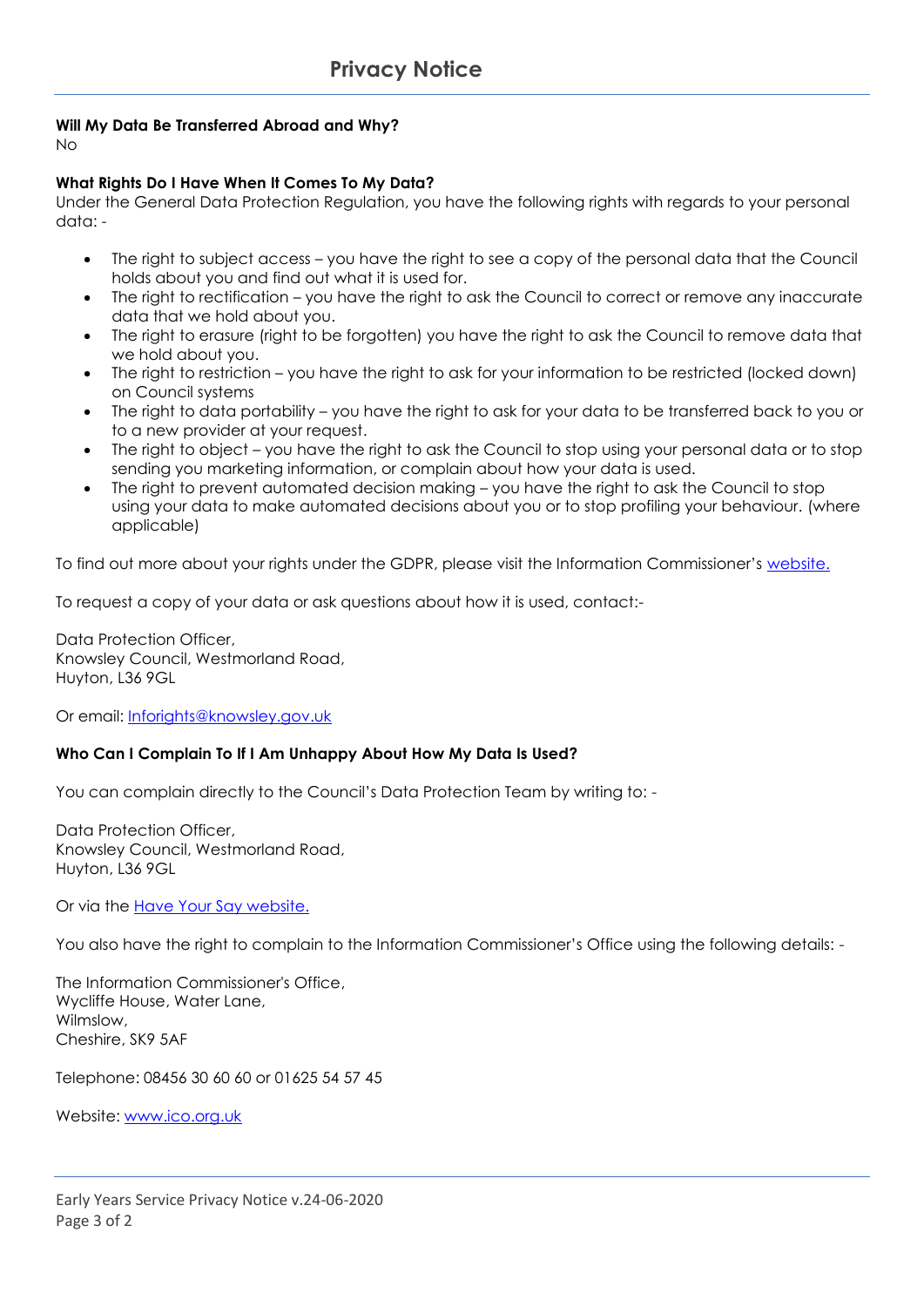**Will My Data Be Transferred Abroad and Why?**
No

**What Rights Do I Have When It Comes To My Data?**
Under the General Data Protection Regulation, you have the following rights with regards to your personal data: -

- The right to subject access – you have the right to see a copy of the personal data that the Council holds about you and find out what it is used for.
- The right to rectification – you have the right to ask the Council to correct or remove any inaccurate data that we hold about you.
- The right to erasure (right to be forgotten) you have the right to ask the Council to remove data that we hold about you.
- The right to restriction – you have the right to ask for your information to be restricted (locked down) on Council systems
- The right to data portability – you have the right to ask for your data to be transferred back to you or to a new provider at your request.
- The right to object – you have the right to ask the Council to stop using your personal data or to stop sending you marketing information, or complain about how your data is used.
- The right to prevent automated decision making – you have the right to ask the Council to stop using your data to make automated decisions about you or to stop profiling your behaviour. (where applicable)

To find out more about your rights under the GDPR, please visit the Information Commissioner's website.

To request a copy of your data or ask questions about how it is used, contact:-

Data Protection Officer,
Knowsley Council, Westmorland Road,
Huyton, L36 9GL

Or email: Inforights@knowsley.gov.uk

**Who Can I Complain To If I Am Unhappy About How My Data Is Used?**

You can complain directly to the Council's Data Protection Team by writing to: -

Data Protection Officer,
Knowsley Council, Westmorland Road,
Huyton, L36 9GL

Or via the Have Your Say website.

You also have the right to complain to the Information Commissioner's Office using the following details: -

The Information Commissioner's Office,
Wycliffe House, Water Lane,
Wilmslow,
Cheshire, SK9 5AF

Telephone: 08456 30 60 60 or 01625 54 57 45

Website: www.ico.org.uk